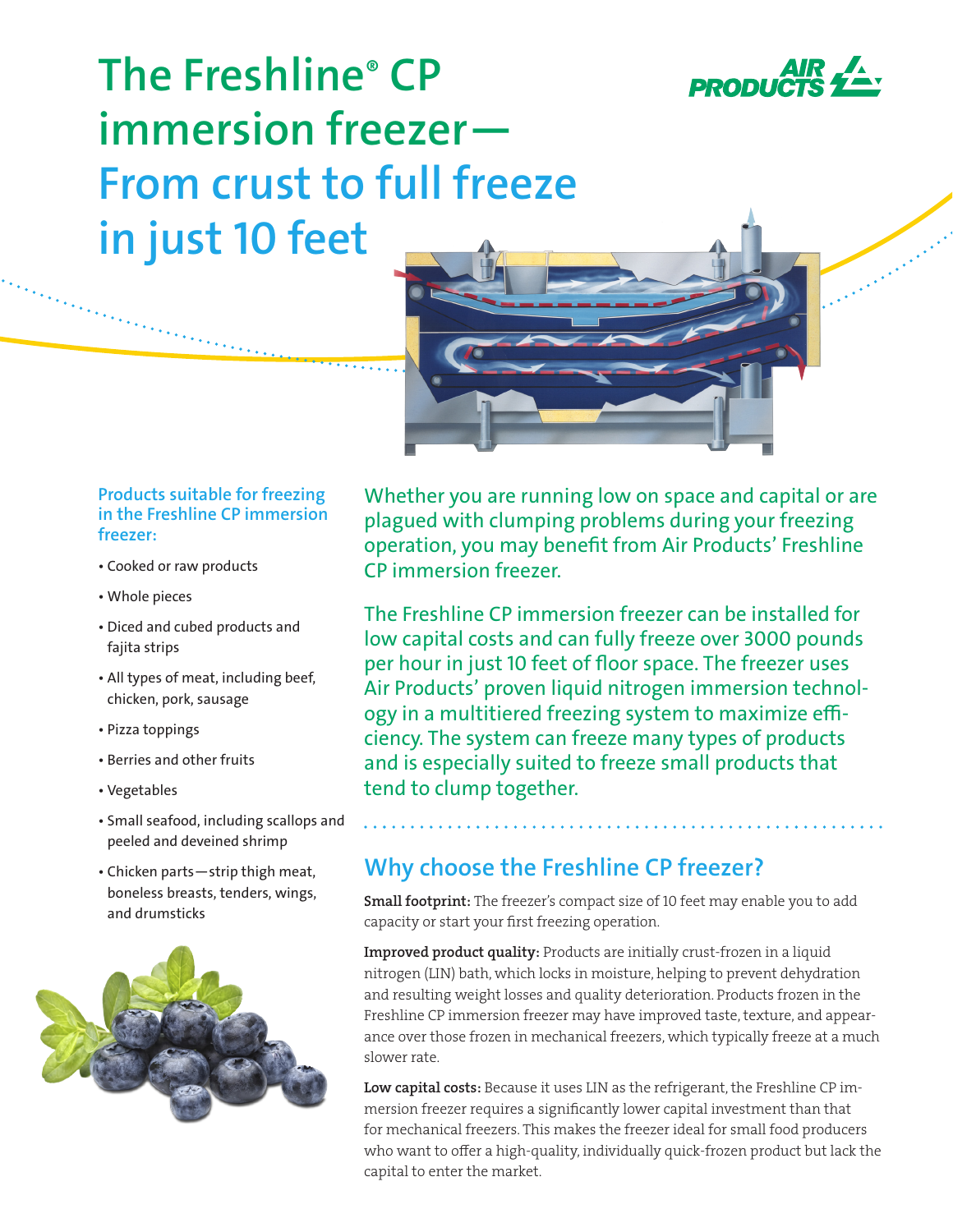# The Freshline® CP immersion freezer— From crust to full freeze in just 10 feet

AIR PRODUCTS

### Products suitable for freezing in the Freshline CP immersion freezer:

- Cooked or raw products
- Whole pieces
- Diced and cubed products and fajita strips
- All types of meat, including beef, chicken, pork, sausage
- Pizza toppings
- Berries and other fruits
- Vegetables
- Small seafood, including scallops and peeled and deveined shrimp
- Chicken parts—strip thigh meat, boneless breasts, tenders, wings, and drumsticks

Whether you are running low on space and capital or are plagued with clumping problems during your freezing operation, you may benefit from Air Products' Freshline CP immersion freezer.

The Freshline CP immersion freezer can be installed for low capital costs and can fully freeze over 3000 pounds per hour in just 10 feet of floor space. The freezer uses Air Products' proven liquid nitrogen immersion technology in a multitiered freezing system to maximize efficiency. The system can freeze many types of products and is especially suited to freeze small products that tend to clump together.

## Why choose the Freshline CP freezer?

**Small footprint:** The freezer's compact size of 10 feet may enable you to add capacity or start your first freezing operation.

**Improved product quality:** Products are initially crust-frozen in a liquid nitrogen (LIN) bath, which locks in moisture, helping to prevent dehydration and resulting weight losses and quality deterioration. Products frozen in the Freshline CP immersion freezer may have improved taste, texture, and appearance over those frozen in mechanical freezers, which typically freeze at a much slower rate.

**Low capital costs:** Because it uses LIN as the refrigerant, the Freshline CP immersion freezer requires a significantly lower capital investment than that for mechanical freezers. This makes the freezer ideal for small food producers who want to offer a high-quality, individually quick-frozen product but lack the capital to enter the market.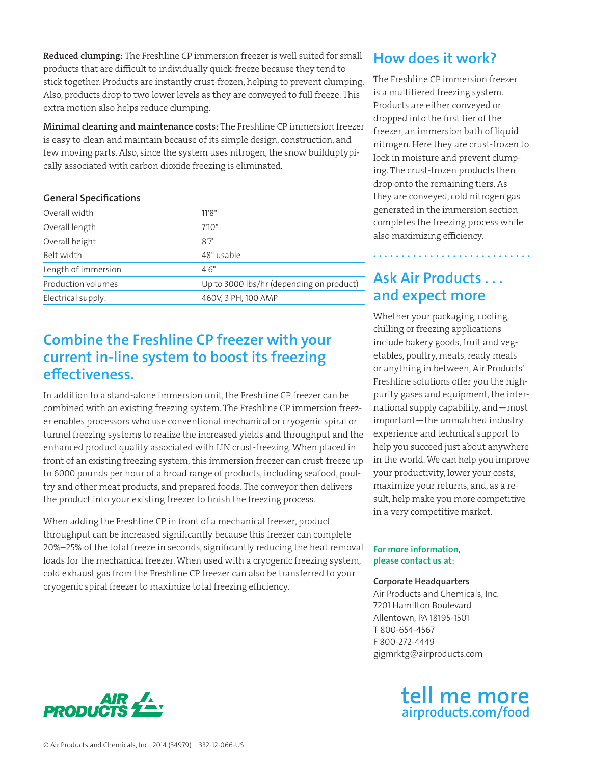**Reduced clumping:** The Freshline CP immersion freezer is well suited for small products that are difficult to individually quick-freeze because they tend to stick together. Products are instantly crust-frozen, helping to prevent clumping. Also, products drop to two lower levels as they are conveyed to full freeze. This extra motion also helps reduce clumping.

**Minimal cleaning and maintenance costs:** The Freshline CP immersion freezer is easy to clean and maintain because of its simple design, construction, and few moving parts. Also, since the system uses nitrogen, the snow buildup typically associated with carbon dioxide freezing is eliminated.

### General Specifications

| | |
|---|---|
| Overall width | 11'8" |
| Overall length | 7'10" |
| Overall height | 8'7" |
| Belt width | 48" usable |
| Length of immersion | 4'6" |
| Production volumes | Up to 3000 lbs/hr (depending on product) |
| Electrical supply: | 460V, 3 PH, 100 AMP |

## Combine the Freshline CP freezer with your current in-line system to boost its freezing effectiveness.

In addition to a stand-alone immersion unit, the Freshline CP freezer can be combined with an existing freezing system. The Freshline CP immersion freezer enables processors who use conventional mechanical or cryogenic spiral or tunnel freezing systems to realize the increased yields and throughput and the enhanced product quality associated with LIN crust-freezing. When placed in front of an existing freezing system, this immersion freezer can crust-freeze up to 6000 pounds per hour of a broad range of products, including seafood, poultry and other meat products, and prepared foods. The conveyor then delivers the product into your existing freezer to finish the freezing process.

When adding the Freshline CP in front of a mechanical freezer, product throughput can be increased significantly because this freezer can complete 20%–25% of the total freeze in seconds, significantly reducing the heat removal loads for the mechanical freezer. When used with a cryogenic freezing system, cold exhaust gas from the Freshline CP freezer can also be transferred to your cryogenic spiral freezer to maximize total freezing efficiency.

## How does it work?

The Freshline CP immersion freezer is a multitiered freezing system. Products are either conveyed or dropped into the first tier of the freezer, an immersion bath of liquid nitrogen. Here they are crust-frozen to lock in moisture and prevent clumping. The crust-frozen products then drop onto the remaining tiers. As they are conveyed, cold nitrogen gas generated in the immersion section completes the freezing process while also maximizing efficiency.

## Ask Air Products . . . and expect more

Whether your packaging, cooling, chilling or freezing applications include bakery goods, fruit and vegetables, poultry, meats, ready meals or anything in between, Air Products' Freshline solutions offer you the high-purity gases and equipment, the international supply capability, and—most important—the unmatched industry experience and technical support to help you succeed just about anywhere in the world. We can help you improve your productivity, lower your costs, maximize your returns, and, as a result, help make you more competitive in a very competitive market.

**For more information, please contact us at:**

**Corporate Headquarters**
Air Products and Chemicals, Inc.
7201 Hamilton Boulevard
Allentown, PA 18195-1501
T 800-654-4567
F 800-272-4449
gigmrktg@airproducts.com

AIR PRODUCTS

**tell me more**
**airproducts.com/food**

© Air Products and Chemicals, Inc., 2014 (34979) 332-12-066-US